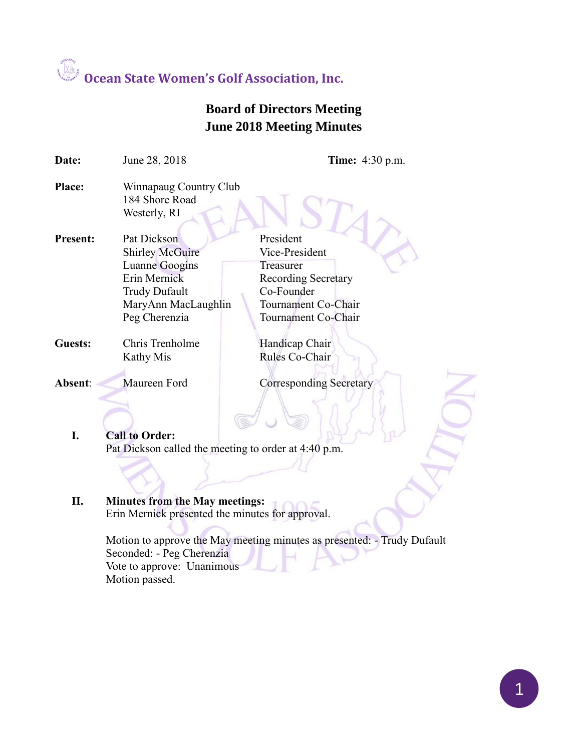# Ocean State Women's Golf Association, Inc.

## Board of Directors Meeting
## June 2018 Meeting Minutes

**Date:** June 28, 2018 **Time:** 4:30 p.m.

**Place:** Winnapaug Country Club
184 Shore Road
Westerly, RI

**Present:**

| | |
|---|---|
| Pat Dickson | President |
| Shirley McGuire | Vice-President |
| Luanne Googins | Treasurer |
| Erin Mernick | Recording Secretary |
| Trudy Dufault | Co-Founder |
| MaryAnn MacLaughlin | Tournament Co-Chair |
| Peg Cherenzia | Tournament Co-Chair |

**Guests:**

| | |
|---|---|
| Chris Trenholme | Handicap Chair |
| Kathy Mis | Rules Co-Chair |

**Absent:**

| | |
|---|---|
| Maureen Ford | Corresponding Secretary |

**I. Call to Order:**
Pat Dickson called the meeting to order at 4:40 p.m.

**II. Minutes from the May meetings:**
Erin Mernick presented the minutes for approval.

Motion to approve the May meeting minutes as presented: - Trudy Dufault
Seconded: - Peg Cherenzia
Vote to approve: Unanimous
Motion passed.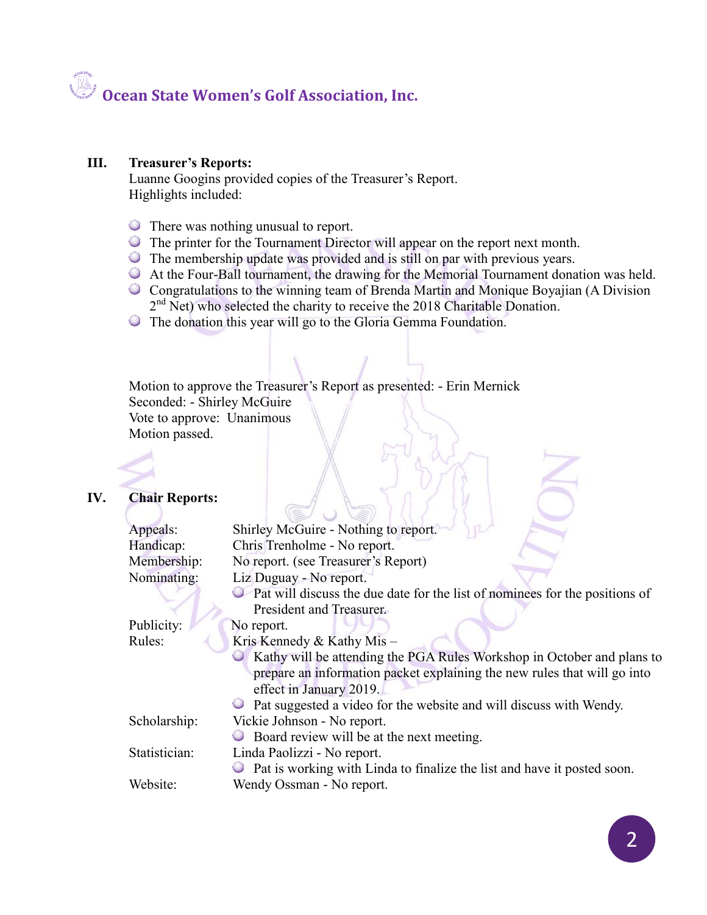# Ocean State Women's Golf Association, Inc.

## III. Treasurer's Reports:

Luanne Googins provided copies of the Treasurer's Report.
Highlights included:

- There was nothing unusual to report.
- The printer for the Tournament Director will appear on the report next month.
- The membership update was provided and is still on par with previous years.
- At the Four-Ball tournament, the drawing for the Memorial Tournament donation was held.
- Congratulations to the winning team of Brenda Martin and Monique Boyajian (A Division 2nd Net) who selected the charity to receive the 2018 Charitable Donation.
- The donation this year will go to the Gloria Gemma Foundation.

Motion to approve the Treasurer's Report as presented: - Erin Mernick
Seconded: - Shirley McGuire
Vote to approve: Unanimous
Motion passed.

## IV. Chair Reports:

**Appeals:** Shirley McGuire - Nothing to report.

**Handicap:** Chris Trenholme - No report.

**Membership:** No report. (see Treasurer's Report)

**Nominating:** Liz Duguay - No report.
- Pat will discuss the due date for the list of nominees for the positions of President and Treasurer.

**Publicity:** No report.

**Rules:** Kris Kennedy & Kathy Mis –
- Kathy will be attending the PGA Rules Workshop in October and plans to prepare an information packet explaining the new rules that will go into effect in January 2019.
- Pat suggested a video for the website and will discuss with Wendy.

**Scholarship:** Vickie Johnson - No report.
- Board review will be at the next meeting.

**Statistician:** Linda Paolizzi - No report.
- Pat is working with Linda to finalize the list and have it posted soon.

**Website:** Wendy Ossman - No report.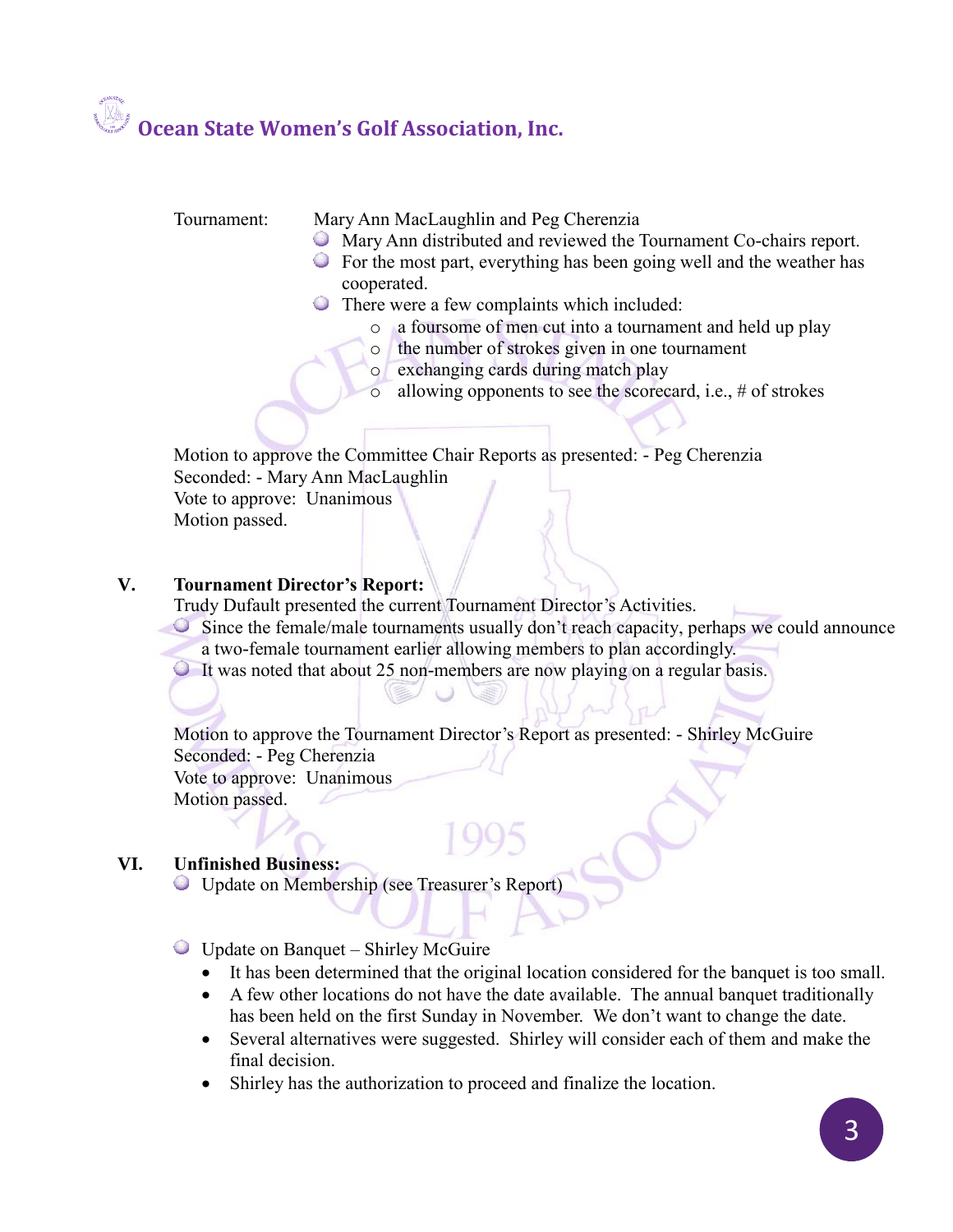**Ocean State Women's Golf Association, Inc.**

Tournament: Mary Ann MacLaughlin and Peg Cherenzia

- Mary Ann distributed and reviewed the Tournament Co-chairs report.
- For the most part, everything has been going well and the weather has cooperated.
- There were a few complaints which included:
  - a foursome of men cut into a tournament and held up play
  - the number of strokes given in one tournament
  - exchanging cards during match play
  - allowing opponents to see the scorecard, i.e., # of strokes

Motion to approve the Committee Chair Reports as presented: - Peg Cherenzia
Seconded: - Mary Ann MacLaughlin
Vote to approve: Unanimous
Motion passed.

**V. Tournament Director's Report:**

Trudy Dufault presented the current Tournament Director's Activities.

- Since the female/male tournaments usually don't reach capacity, perhaps we could announce a two-female tournament earlier allowing members to plan accordingly.
- It was noted that about 25 non-members are now playing on a regular basis.

Motion to approve the Tournament Director's Report as presented: - Shirley McGuire
Seconded: - Peg Cherenzia
Vote to approve: Unanimous
Motion passed.

**VI. Unfinished Business:**

- Update on Membership (see Treasurer's Report)

- Update on Banquet – Shirley McGuire
  - It has been determined that the original location considered for the banquet is too small.
  - A few other locations do not have the date available. The annual banquet traditionally has been held on the first Sunday in November. We don't want to change the date.
  - Several alternatives were suggested. Shirley will consider each of them and make the final decision.
  - Shirley has the authorization to proceed and finalize the location.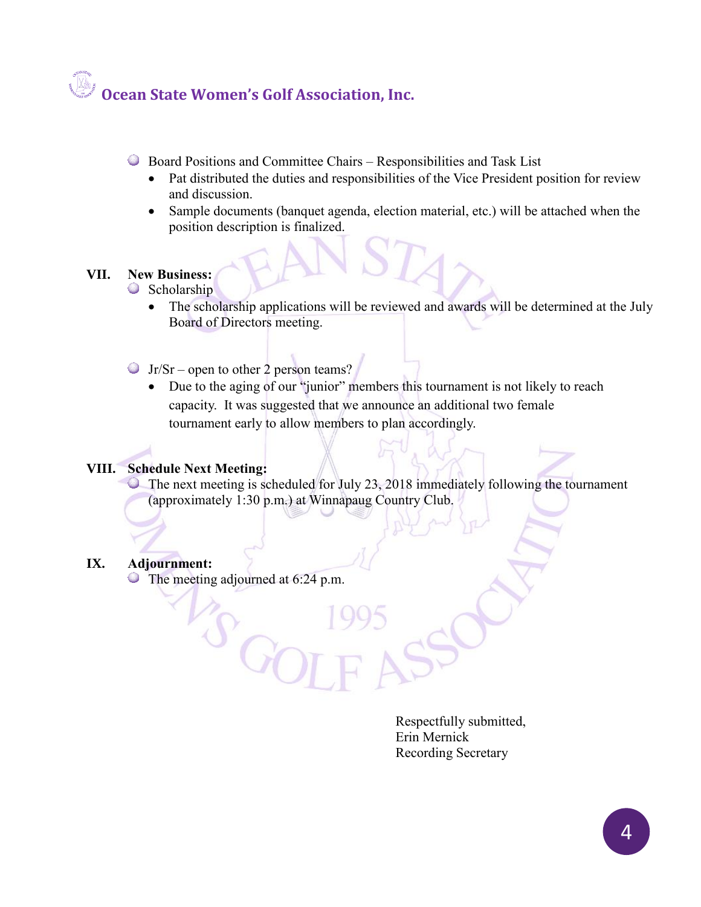- Board Positions and Committee Chairs – Responsibilities and Task List
  - Pat distributed the duties and responsibilities of the Vice President position for review and discussion.
  - Sample documents (banquet agenda, election material, etc.) will be attached when the position description is finalized.

**VII. New Business:**

- Scholarship
  - The scholarship applications will be reviewed and awards will be determined at the July Board of Directors meeting.

- Jr/Sr – open to other 2 person teams?
  - Due to the aging of our "junior" members this tournament is not likely to reach capacity. It was suggested that we announce an additional two female tournament early to allow members to plan accordingly.

**VIII. Schedule Next Meeting:**

- The next meeting is scheduled for July 23, 2018 immediately following the tournament (approximately 1:30 p.m.) at Winnapaug Country Club.

**IX. Adjournment:**

- The meeting adjourned at 6:24 p.m.

Respectfully submitted,
Erin Mernick
Recording Secretary